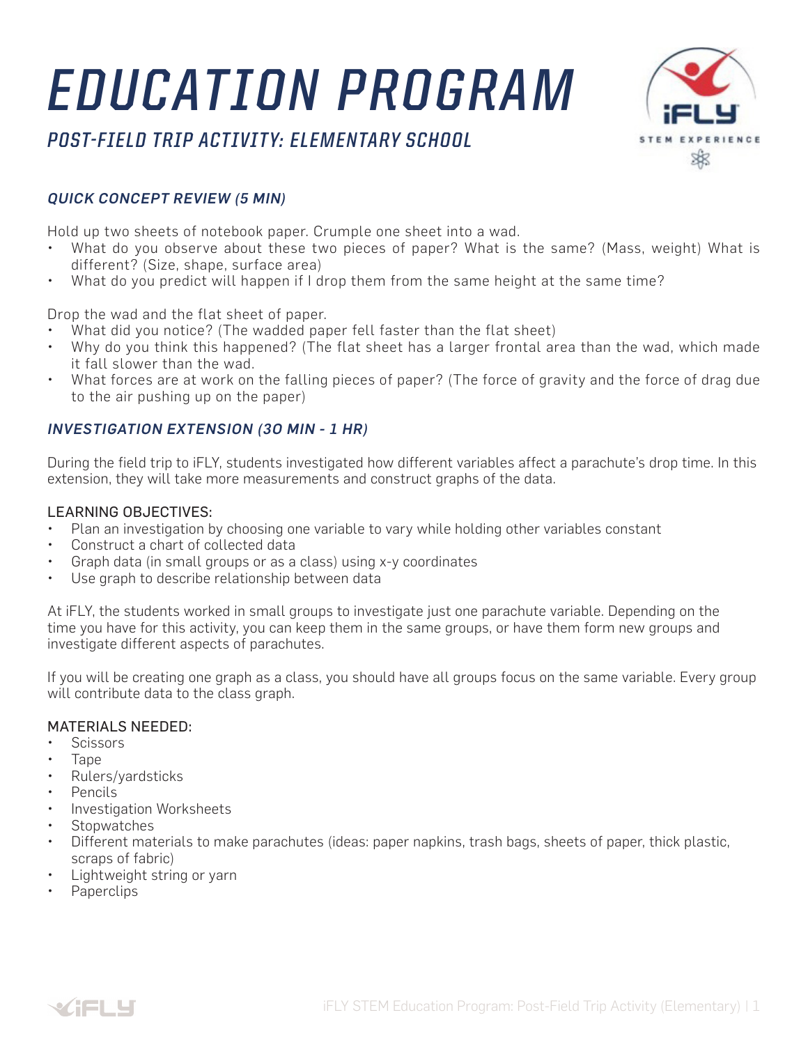# EDUCATION PROGRAM

## *POST-FIELD TRIP ACTIVITY: ELEMENTARY SCHOOL*

### *QUICK CONCEPT REVIEW (5 MIN)*

Hold up two sheets of notebook paper. Crumple one sheet into a wad.

- What do you observe about these two pieces of paper? What is the same? (Mass, weight) What is different? (Size, shape, surface area)
- What do you predict will happen if I drop them from the same height at the same time?

Drop the wad and the flat sheet of paper.

- What did you notice? (The wadded paper fell faster than the flat sheet)
- Why do you think this happened? (The flat sheet has a larger frontal area than the wad, which made it fall slower than the wad.
- What forces are at work on the falling pieces of paper? (The force of gravity and the force of drag due to the air pushing up on the paper)

### *INVESTIGATION EXTENSION (30 MIN - 1 HR)*

During the field trip to iFLY, students investigated how different variables affect a parachute's drop time. In this extension, they will take more measurements and construct graphs of the data.

#### LEARNING OBJECTIVES:

- Plan an investigation by choosing one variable to vary while holding other variables constant
- Construct a chart of collected data
- Graph data (in small groups or as a class) using x-y coordinates
- Use graph to describe relationship between data

At iFLY, the students worked in small groups to investigate just one parachute variable. Depending on the time you have for this activity, you can keep them in the same groups, or have them form new groups and investigate different aspects of parachutes.

If you will be creating one graph as a class, you should have all groups focus on the same variable. Every group will contribute data to the class graph.

#### MATERIALS NEEDED:

- Scissors
- Tape
- Rulers/yardsticks
- Pencils
- Investigation Worksheets
- Stopwatches
- Different materials to make parachutes (ideas: paper napkins, trash bags, sheets of paper, thick plastic, scraps of fabric)
- Lightweight string or yarn
- Paperclips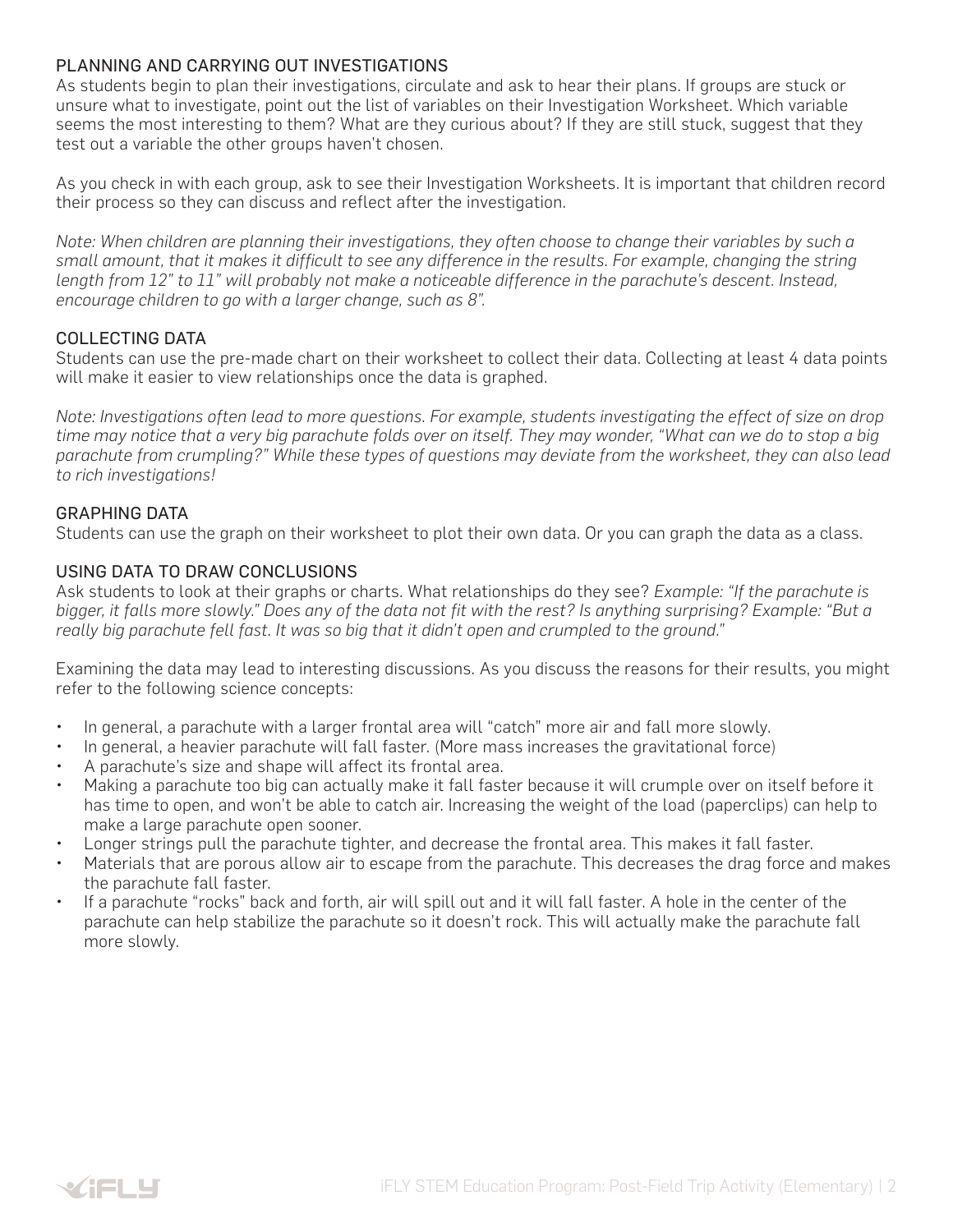## PLANNING AND CARRYING OUT INVESTIGATIONS

As students begin to plan their investigations, circulate and ask to hear their plans. If groups are stuck or unsure what to investigate, point out the list of variables on their Investigation Worksheet. Which variable seems the most interesting to them? What are they curious about? If they are still stuck, suggest that they test out a variable the other groups haven't chosen.

As you check in with each group, ask to see their Investigation Worksheets. It is important that children record their process so they can discuss and reflect after the investigation.

*Note: When children are planning their investigations, they often choose to change their variables by such a small amount, that it makes it difficult to see any difference in the results. For example, changing the string length from 12" to 11" will probably not make a noticeable difference in the parachute's descent. Instead, encourage children to go with a larger change, such as 8".*

## COLLECTING DATA

Students can use the pre-made chart on their worksheet to collect their data. Collecting at least 4 data points will make it easier to view relationships once the data is graphed.

*Note: Investigations often lead to more questions. For example, students investigating the effect of size on drop time may notice that a very big parachute folds over on itself. They may wonder, "What can we do to stop a big parachute from crumpling?" While these types of questions may deviate from the worksheet, they can also lead to rich investigations!*

## GRAPHING DATA

Students can use the graph on their worksheet to plot their own data. Or you can graph the data as a class.

## USING DATA TO DRAW CONCLUSIONS

Ask students to look at their graphs or charts. What relationships do they see? *Example: "If the parachute is bigger, it falls more slowly." Does any of the data not fit with the rest? Is anything surprising? Example: "But a really big parachute fell fast. It was so big that it didn't open and crumpled to the ground."*

Examining the data may lead to interesting discussions. As you discuss the reasons for their results, you might refer to the following science concepts:

- In general, a parachute with a larger frontal area will "catch" more air and fall more slowly.
- In general, a heavier parachute will fall faster. (More mass increases the gravitational force)
- A parachute's size and shape will affect its frontal area.
- Making a parachute too big can actually make it fall faster because it will crumple over on itself before it has time to open, and won't be able to catch air. Increasing the weight of the load (paperclips) can help to make a large parachute open sooner.
- Longer strings pull the parachute tighter, and decrease the frontal area. This makes it fall faster.
- Materials that are porous allow air to escape from the parachute. This decreases the drag force and makes the parachute fall faster.
- If a parachute "rocks" back and forth, air will spill out and it will fall faster. A hole in the center of the parachute can help stabilize the parachute so it doesn't rock. This will actually make the parachute fall more slowly.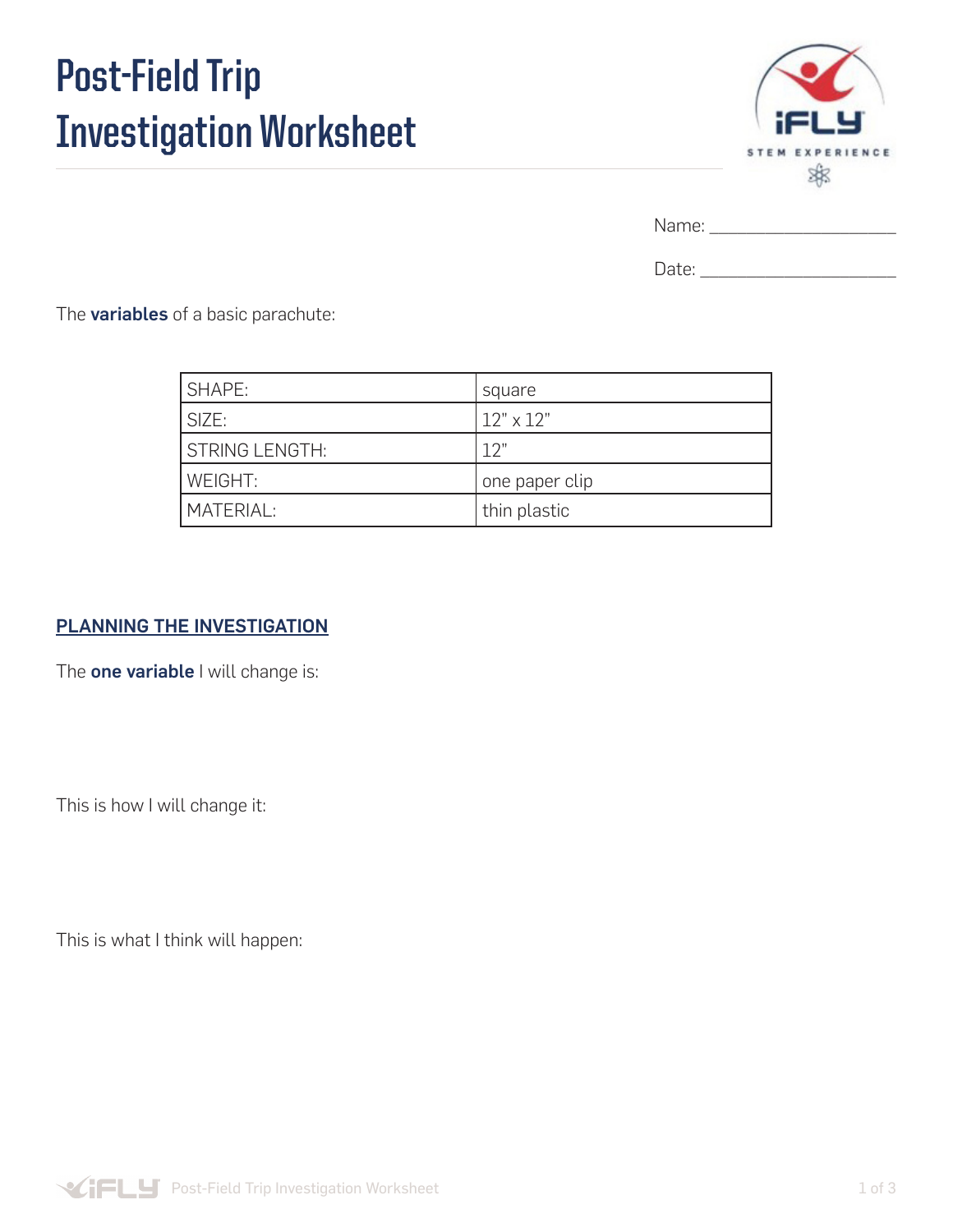# Post-Field Trip Investigation Worksheet

Name: ____________________

Date: ____________________

The **variables** of a basic parachute:

| SHAPE: | square |
|---|---|
| SIZE: | 12" x 12" |
| STRING LENGTH: | 12" |
| WEIGHT: | one paper clip |
| MATERIAL: | thin plastic |

## PLANNING THE INVESTIGATION

The **one variable** I will change is:

This is how I will change it:

This is what I think will happen: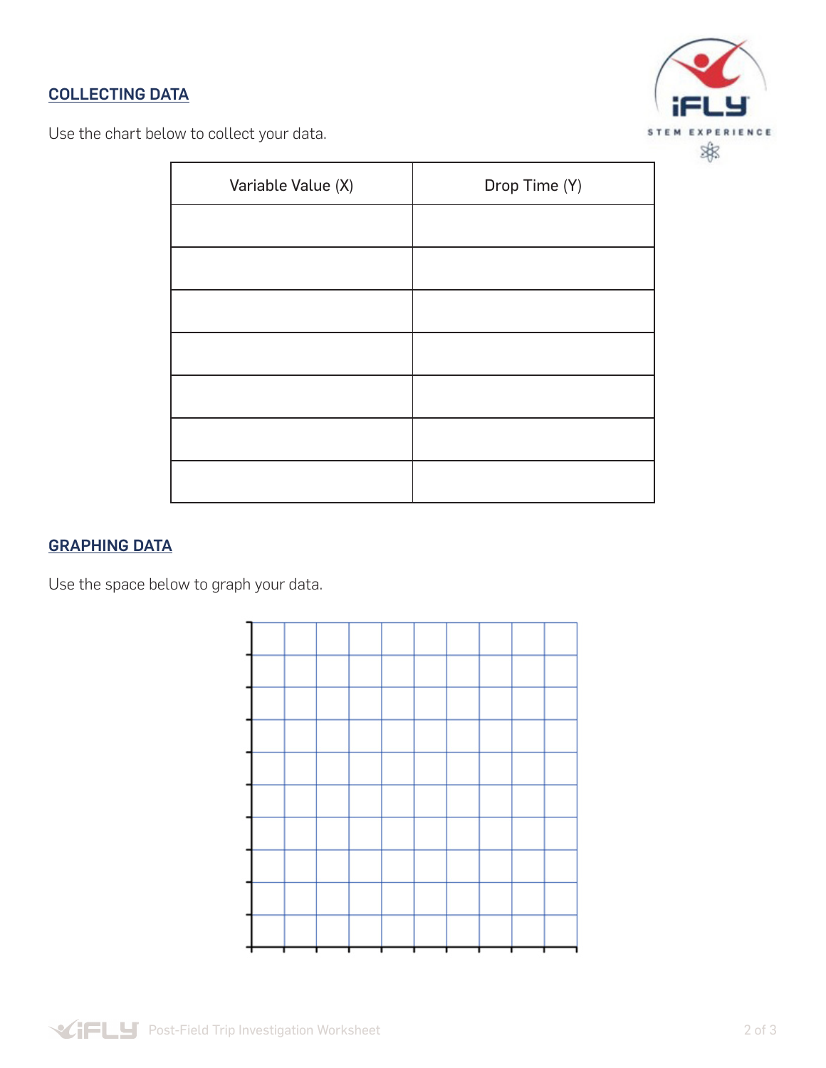## COLLECTING DATA

Use the chart below to collect your data.

| Variable Value (X) | Drop Time (Y) |
| --- | --- |
| | |
| | |
| | |
| | |
| | |
| | |
| | |

## GRAPHING DATA

Use the space below to graph your data.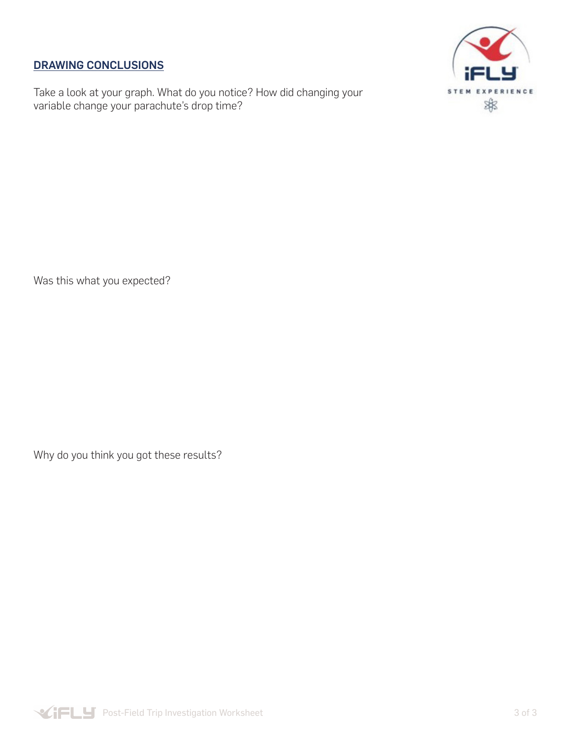## DRAWING CONCLUSIONS

Take a look at your graph. What do you notice? How did changing your variable change your parachute's drop time?

Was this what you expected?

Why do you think you got these results?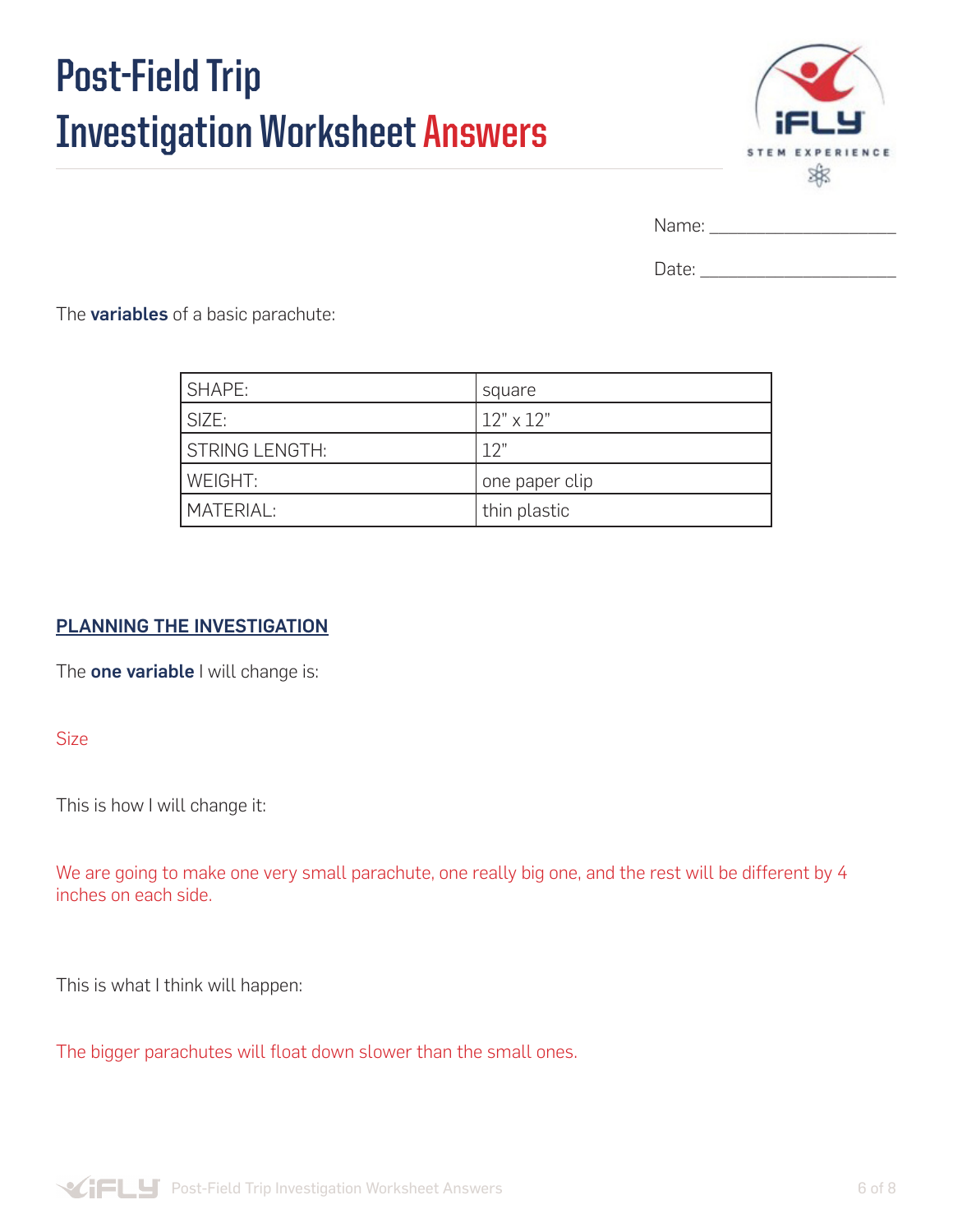# Post-Field Trip Investigation Worksheet Answers

Name: ____________________

Date: ____________________

The **variables** of a basic parachute:

| SHAPE: | square |
| --- | --- |
| SIZE: | 12" x 12" |
| STRING LENGTH: | 12" |
| WEIGHT: | one paper clip |
| MATERIAL: | thin plastic |

## PLANNING THE INVESTIGATION

The **one variable** I will change is:

Size

This is how I will change it:

We are going to make one very small parachute, one really big one, and the rest will be different by 4 inches on each side.

This is what I think will happen:

The bigger parachutes will float down slower than the small ones.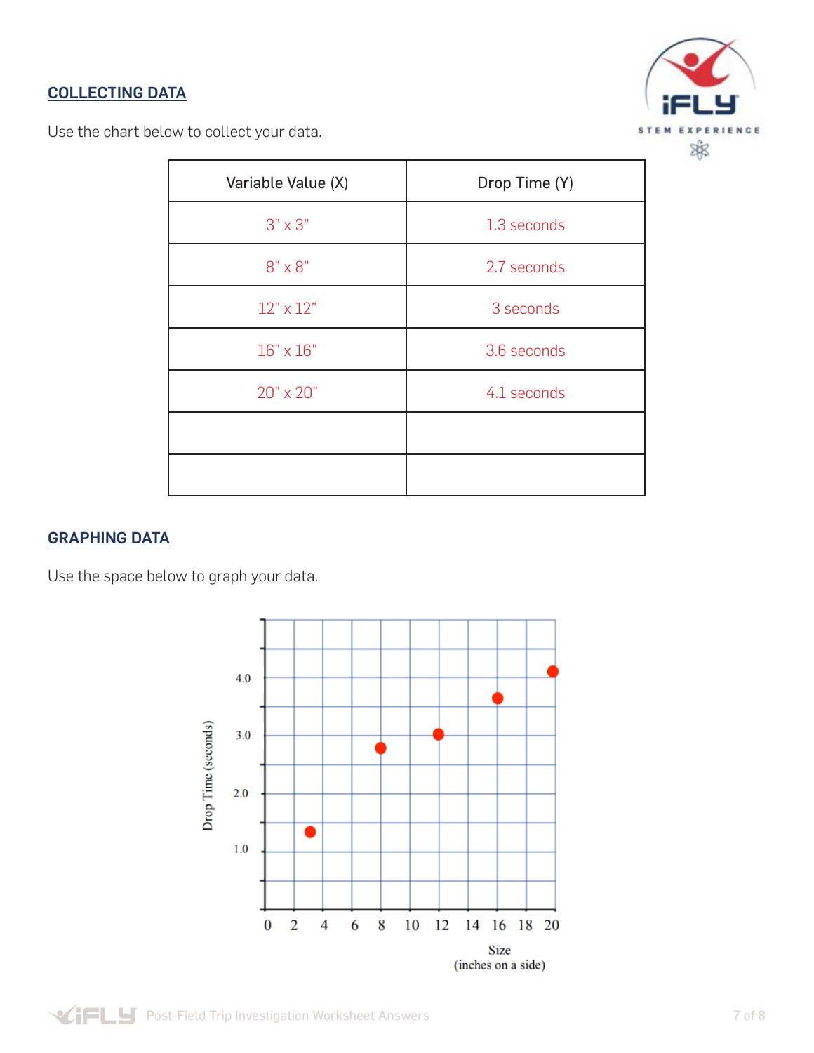## COLLECTING DATA

Use the chart below to collect your data.

| Variable Value (X) | Drop Time (Y) |
|---|---|
| 3" x 3" | 1.3 seconds |
| 8" x 8" | 2.7 seconds |
| 12" x 12" | 3 seconds |
| 16" x 16" | 3.6 seconds |
| 20" x 20" | 4.1 seconds |
| | |
| | |

## GRAPHING DATA

Use the space below to graph your data.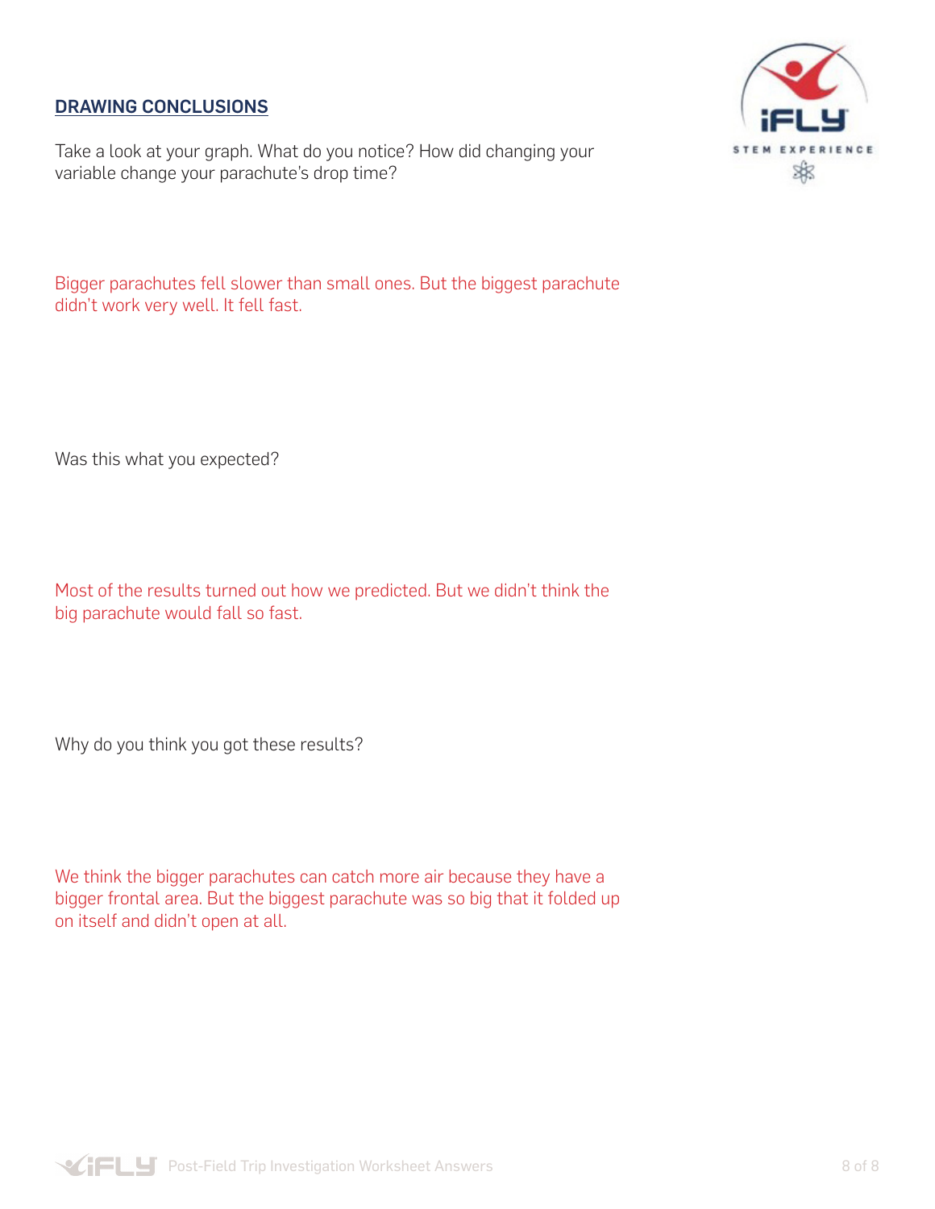## DRAWING CONCLUSIONS

Take a look at your graph. What do you notice? How did changing your variable change your parachute's drop time?

Bigger parachutes fell slower than small ones. But the biggest parachute didn't work very well. It fell fast.

Was this what you expected?

Most of the results turned out how we predicted. But we didn't think the big parachute would fall so fast.

Why do you think you got these results?

We think the bigger parachutes can catch more air because they have a bigger frontal area. But the biggest parachute was so big that it folded up on itself and didn't open at all.